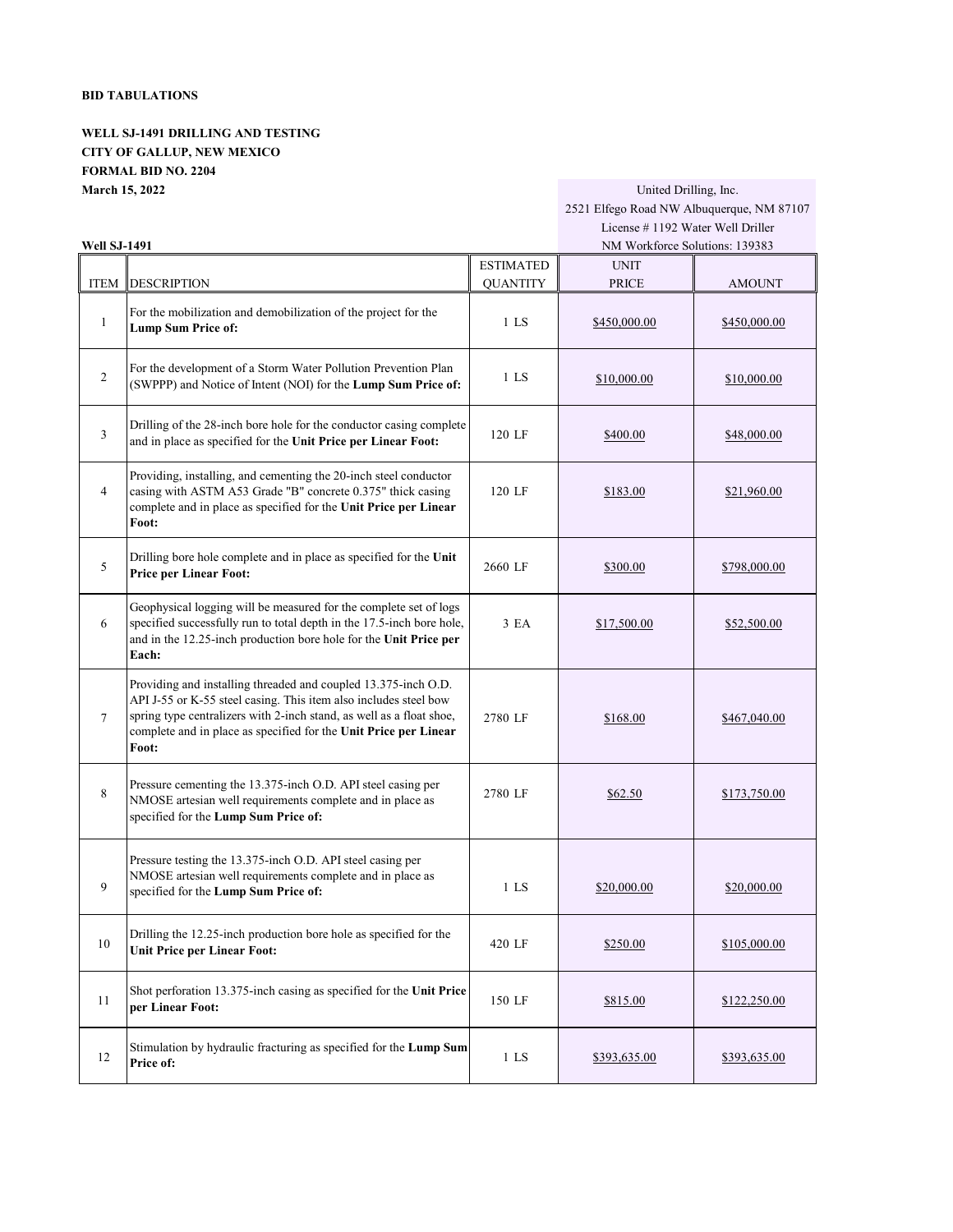**BID TABULATIONS**

**WELL SJ-1491 DRILLING AND TESTING**
**CITY OF GALLUP, NEW MEXICO**
**FORMAL BID NO. 2204**
**March 15, 2022**

United Drilling, Inc.
2521 Elfego Road NW Albuquerque, NM 87107
License # 1192 Water Well Driller
NM Workforce Solutions: 139383

**Well SJ-1491**

| ITEM | DESCRIPTION | ESTIMATED QUANTITY | UNIT PRICE | AMOUNT |
|---|---|---|---|---|
| 1 | For the mobilization and demobilization of the project for the **Lump Sum Price of:** | 1 LS | $450,000.00 | $450,000.00 |
| 2 | For the development of a Storm Water Pollution Prevention Plan (SWPPP) and Notice of Intent (NOI) for the **Lump Sum Price of:** | 1 LS | $10,000.00 | $10,000.00 |
| 3 | Drilling of the 28-inch bore hole for the conductor casing complete and in place as specified for the **Unit Price per Linear Foot:** | 120 LF | $400.00 | $48,000.00 |
| 4 | Providing, installing, and cementing the 20-inch steel conductor casing with ASTM A53 Grade "B" concrete 0.375" thick casing complete and in place as specified for the **Unit Price per Linear Foot:** | 120 LF | $183.00 | $21,960.00 |
| 5 | Drilling bore hole complete and in place as specified for the **Unit Price per Linear Foot:** | 2660 LF | $300.00 | $798,000.00 |
| 6 | Geophysical logging will be measured for the complete set of logs specified successfully run to total depth in the 17.5-inch bore hole, and in the 12.25-inch production bore hole for the **Unit Price per Each:** | 3 EA | $17,500.00 | $52,500.00 |
| 7 | Providing and installing threaded and coupled 13.375-inch O.D. API J-55 or K-55 steel casing. This item also includes steel bow spring type centralizers with 2-inch stand, as well as a float shoe, complete and in place as specified for the **Unit Price per Linear Foot:** | 2780 LF | $168.00 | $467,040.00 |
| 8 | Pressure cementing the 13.375-inch O.D. API steel casing per NMOSE artesian well requirements complete and in place as specified for the **Lump Sum Price of:** | 2780 LF | $62.50 | $173,750.00 |
| 9 | Pressure testing the 13.375-inch O.D. API steel casing per NMOSE artesian well requirements complete and in place as specified for the **Lump Sum Price of:** | 1 LS | $20,000.00 | $20,000.00 |
| 10 | Drilling the 12.25-inch production bore hole as specified for the **Unit Price per Linear Foot:** | 420 LF | $250.00 | $105,000.00 |
| 11 | Shot perforation 13.375-inch casing as specified for the **Unit Price per Linear Foot:** | 150 LF | $815.00 | $122,250.00 |
| 12 | Stimulation by hydraulic fracturing as specified for the **Lump Sum Price of:** | 1 LS | $393,635.00 | $393,635.00 |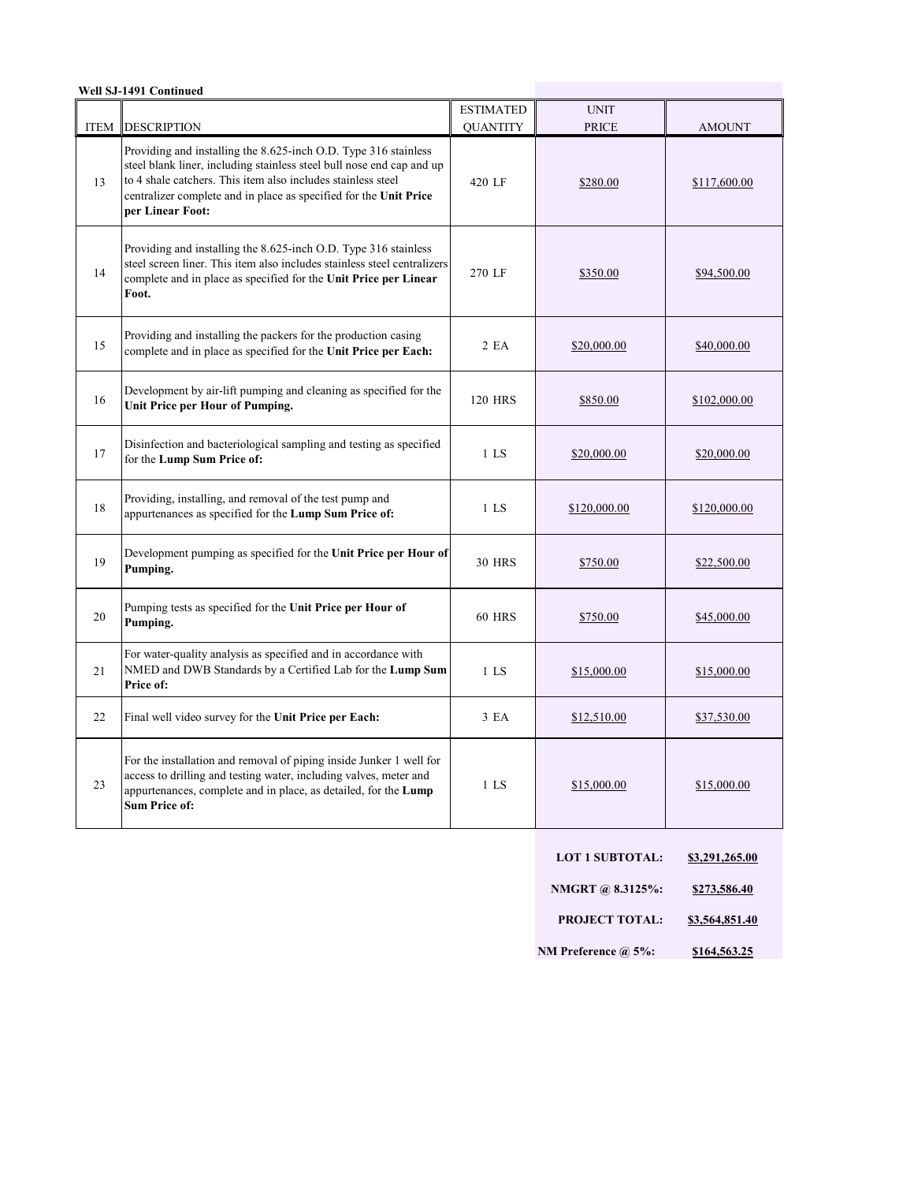**Well SJ-1491 Continued**

| ITEM | DESCRIPTION | ESTIMATED QUANTITY | UNIT PRICE | AMOUNT |
|---|---|---|---|---|
| 13 | Providing and installing the 8.625-inch O.D. Type 316 stainless steel blank liner, including stainless steel bull nose end cap and up to 4 shale catchers. This item also includes stainless steel centralizer complete and in place as specified for the **Unit Price per Linear Foot:** | 420 LF | $280.00 | $117,600.00 |
| 14 | Providing and installing the 8.625-inch O.D. Type 316 stainless steel screen liner. This item also includes stainless steel centralizers complete and in place as specified for the **Unit Price per Linear Foot.** | 270 LF | $350.00 | $94,500.00 |
| 15 | Providing and installing the packers for the production casing complete and in place as specified for the **Unit Price per Each:** | 2 EA | $20,000.00 | $40,000.00 |
| 16 | Development by air-lift pumping and cleaning as specified for the **Unit Price per Hour of Pumping.** | 120 HRS | $850.00 | $102,000.00 |
| 17 | Disinfection and bacteriological sampling and testing as specified for the **Lump Sum Price of:** | 1 LS | $20,000.00 | $20,000.00 |
| 18 | Providing, installing, and removal of the test pump and appurtenances as specified for the **Lump Sum Price of:** | 1 LS | $120,000.00 | $120,000.00 |
| 19 | Development pumping as specified for the **Unit Price per Hour of Pumping.** | 30 HRS | $750.00 | $22,500.00 |
| 20 | Pumping tests as specified for the **Unit Price per Hour of Pumping.** | 60 HRS | $750.00 | $45,000.00 |
| 21 | For water-quality analysis as specified and in accordance with NMED and DWB Standards by a Certified Lab for the **Lump Sum Price of:** | 1 LS | $15,000.00 | $15,000.00 |
| 22 | Final well video survey for the **Unit Price per Each:** | 3 EA | $12,510.00 | $37,530.00 |
| 23 | For the installation and removal of piping inside Junker 1 well for access to drilling and testing water, including valves, meter and appurtenances, complete and in place, as detailed, for the **Lump Sum Price of:** | 1 LS | $15,000.00 | $15,000.00 |

| | |
|---|---|
| **LOT 1 SUBTOTAL:** | **$3,291,265.00** |
| **NMGRT @ 8.3125%:** | **$273,586.40** |
| **PROJECT TOTAL:** | **$3,564,851.40** |
| **NM Preference @ 5%:** | **$164,563.25** |